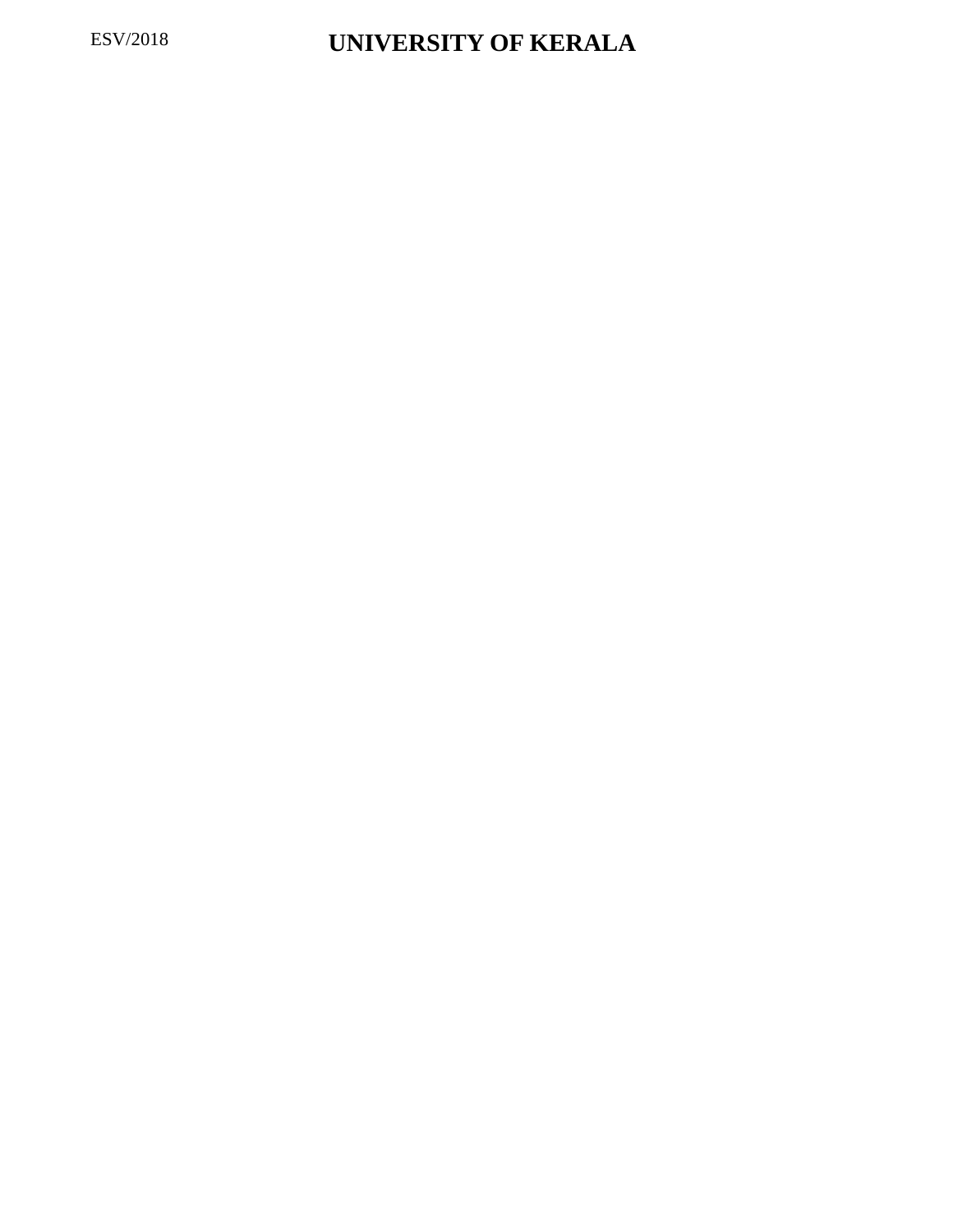ESV/2018

# UNIVERSITY OF KERALA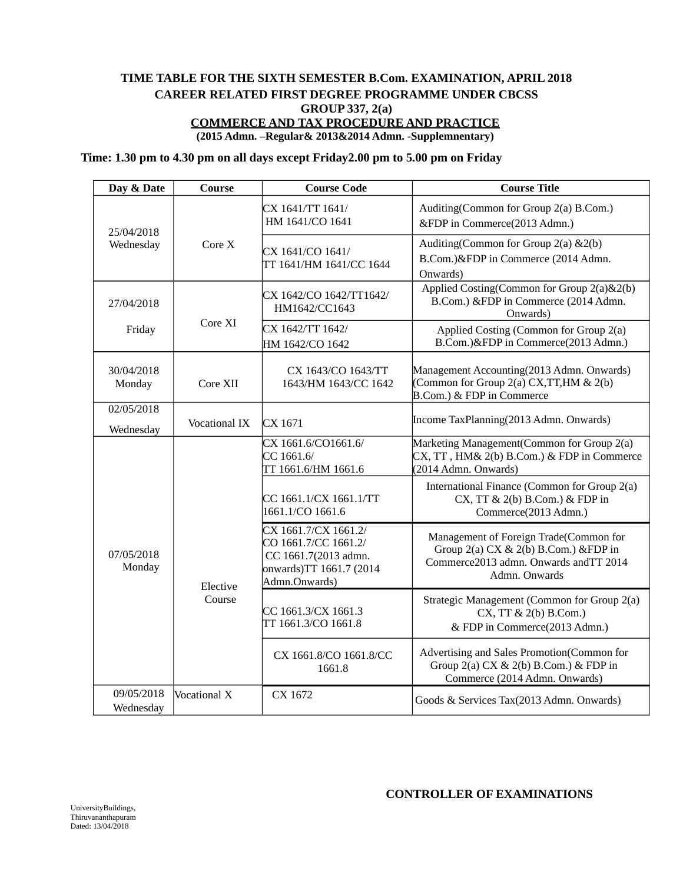**TIME TABLE FOR THE SIXTH SEMESTER B.Com. EXAMINATION, APRIL 2018**

**CAREER RELATED FIRST DEGREE PROGRAMME UNDER CBCSS**

**GROUP 337, 2(a)**

**COMMERCE AND TAX PROCEDURE AND PRACTICE**

**(2015 Admn. –Regular& 2013&2014 Admn. -Supplemnentary)**

**Time: 1.30 pm to 4.30 pm on all days except Friday2.00 pm to 5.00 pm on Friday**

| Day & Date | Course | Course Code | Course Title |
|---|---|---|---|
| 25/04/2018 Wednesday | Core X | CX 1641/TT 1641/ HM 1641/CO 1641 | Auditing(Common for Group 2(a) B.Com.) &FDP in Commerce(2013 Admn.) |
| | | CX 1641/CO 1641/ TT 1641/HM 1641/CC 1644 | Auditing(Common for Group 2(a) &2(b) B.Com.)&FDP in Commerce (2014 Admn. Onwards) |
| 27/04/2018 Friday | Core XI | CX 1642/CO 1642/TT1642/ HM1642/CC1643 | Applied Costing(Common for Group 2(a)&2(b) B.Com.) &FDP in Commerce (2014 Admn. Onwards) |
| | | CX 1642/TT 1642/ HM 1642/CO 1642 | Applied Costing (Common for Group 2(a) B.Com.)&FDP in Commerce(2013 Admn.) |
| 30/04/2018 Monday | Core XII | CX 1643/CO 1643/TT 1643/HM 1643/CC 1642 | Management Accounting(2013 Admn. Onwards) (Common for Group 2(a) CX,TT,HM & 2(b) B.Com.) & FDP in Commerce |
| 02/05/2018 Wednesday | Vocational IX | CX 1671 | Income TaxPlanning(2013 Admn. Onwards) |
| 07/05/2018 Monday | Elective Course | CX 1661.6/CO1661.6/ CC 1661.6/ TT 1661.6/HM 1661.6 | Marketing Management(Common for Group 2(a) CX, TT , HM& 2(b) B.Com.) & FDP in Commerce (2014 Admn. Onwards) |
| | | CC 1661.1/CX 1661.1/TT 1661.1/CO 1661.6 | International Finance (Common for Group 2(a) CX, TT & 2(b) B.Com.) & FDP in Commerce(2013 Admn.) |
| | | CX 1661.7/CX 1661.2/ CO 1661.7/CC 1661.2/ CC 1661.7(2013 admn. onwards)TT 1661.7 (2014 Admn.Onwards) | Management of Foreign Trade(Common for Group 2(a) CX & 2(b) B.Com.) &FDP in Commerce2013 admn. Onwards andTT 2014 Admn. Onwards |
| | | CC 1661.3/CX 1661.3 TT 1661.3/CO 1661.8 | Strategic Management (Common for Group 2(a) CX, TT & 2(b) B.Com.) & FDP in Commerce(2013 Admn.) |
| | | CX 1661.8/CO 1661.8/CC 1661.8 | Advertising and Sales Promotion(Common for Group 2(a) CX & 2(b) B.Com.) & FDP in Commerce (2014 Admn. Onwards) |
| 09/05/2018 Wednesday | Vocational X | CX 1672 | Goods & Services Tax(2013 Admn. Onwards) |

**CONTROLLER OF EXAMINATIONS**

UniversityBuildings,
Thiruvananthapuram
Dated: 13/04/2018